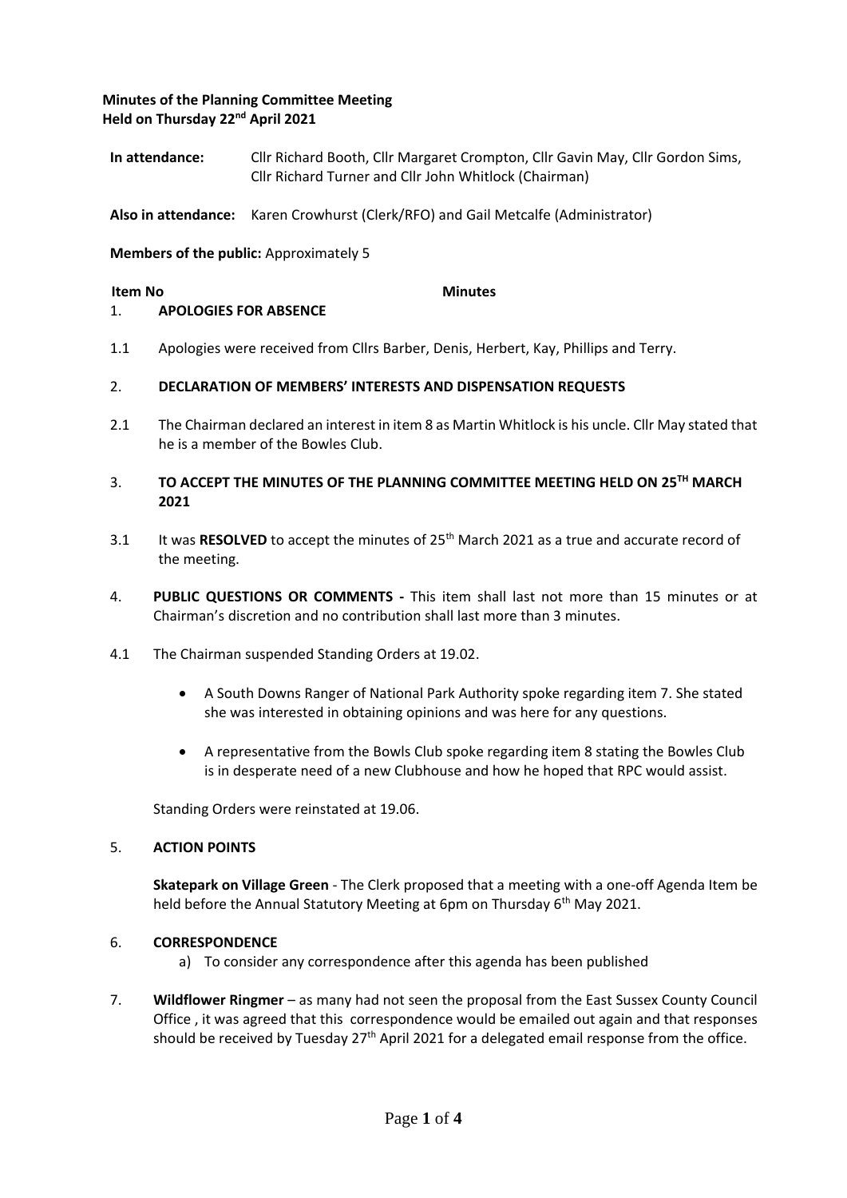**Minutes of the Planning Committee Meeting**
**Held on Thursday 22nd April 2021**

**In attendance:** Cllr Richard Booth, Cllr Margaret Crompton, Cllr Gavin May, Cllr Gordon Sims, Cllr Richard Turner and Cllr John Whitlock (Chairman)

**Also in attendance:** Karen Crowhurst (Clerk/RFO) and Gail Metcalfe (Administrator)

**Members of the public:** Approximately 5

**Item No** **Minutes**

1. **APOLOGIES FOR ABSENCE**

1.1 Apologies were received from Cllrs Barber, Denis, Herbert, Kay, Phillips and Terry.

2. **DECLARATION OF MEMBERS' INTERESTS AND DISPENSATION REQUESTS**

2.1 The Chairman declared an interest in item 8 as Martin Whitlock is his uncle. Cllr May stated that he is a member of the Bowles Club.

3. **TO ACCEPT THE MINUTES OF THE PLANNING COMMITTEE MEETING HELD ON 25TH MARCH 2021**

3.1 It was **RESOLVED** to accept the minutes of 25th March 2021 as a true and accurate record of the meeting.

4. **PUBLIC QUESTIONS OR COMMENTS -** This item shall last not more than 15 minutes or at Chairman's discretion and no contribution shall last more than 3 minutes.

4.1 The Chairman suspended Standing Orders at 19.02.

- A South Downs Ranger of National Park Authority spoke regarding item 7. She stated she was interested in obtaining opinions and was here for any questions.
- A representative from the Bowls Club spoke regarding item 8 stating the Bowles Club is in desperate need of a new Clubhouse and how he hoped that RPC would assist.

Standing Orders were reinstated at 19.06.

5. **ACTION POINTS**

**Skatepark on Village Green** - The Clerk proposed that a meeting with a one-off Agenda Item be held before the Annual Statutory Meeting at 6pm on Thursday 6th May 2021.

6. **CORRESPONDENCE**

a) To consider any correspondence after this agenda has been published

7. **Wildflower Ringmer** – as many had not seen the proposal from the East Sussex County Council Office , it was agreed that this correspondence would be emailed out again and that responses should be received by Tuesday 27th April 2021 for a delegated email response from the office.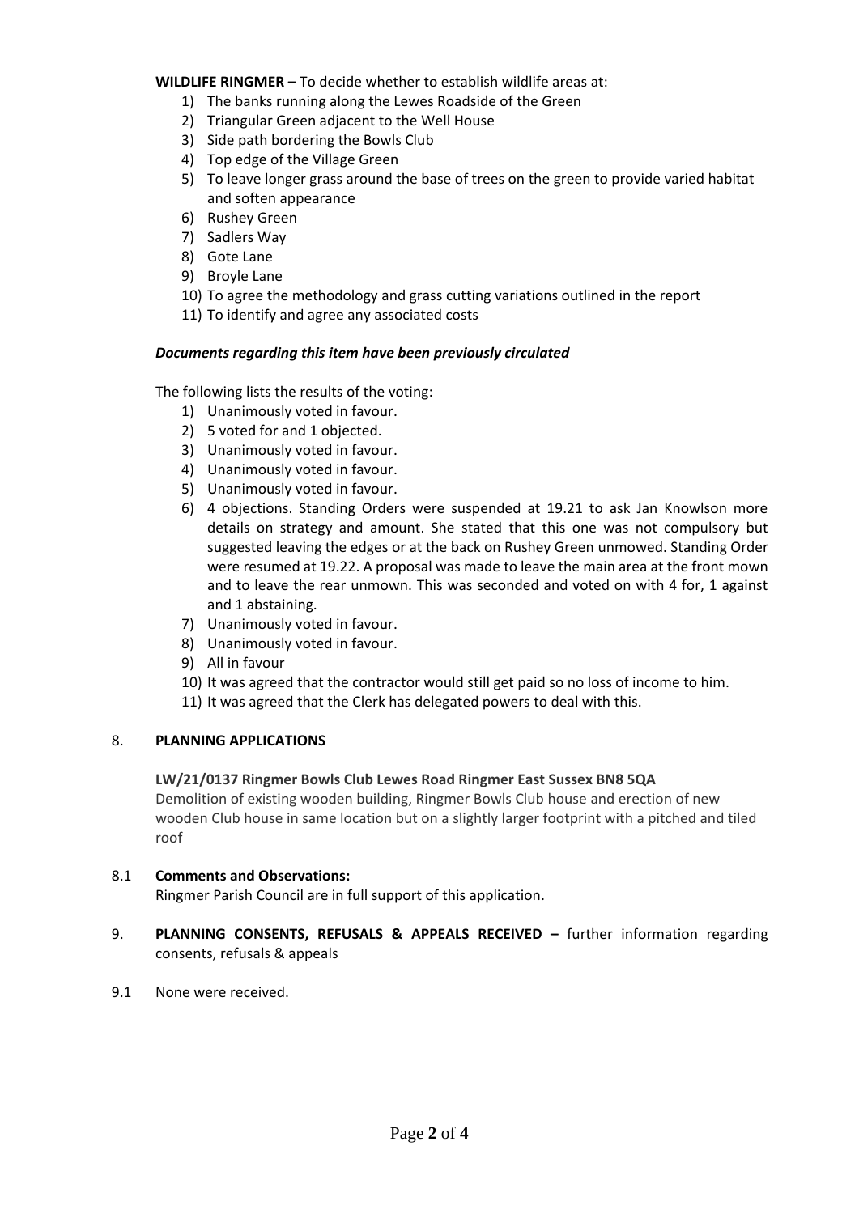**WILDLIFE RINGMER –** To decide whether to establish wildlife areas at:

1) The banks running along the Lewes Roadside of the Green
2) Triangular Green adjacent to the Well House
3) Side path bordering the Bowls Club
4) Top edge of the Village Green
5) To leave longer grass around the base of trees on the green to provide varied habitat and soften appearance
6) Rushey Green
7) Sadlers Way
8) Gote Lane
9) Broyle Lane
10) To agree the methodology and grass cutting variations outlined in the report
11) To identify and agree any associated costs

***Documents regarding this item have been previously circulated***

The following lists the results of the voting:

1) Unanimously voted in favour.
2) 5 voted for and 1 objected.
3) Unanimously voted in favour.
4) Unanimously voted in favour.
5) Unanimously voted in favour.
6) 4 objections. Standing Orders were suspended at 19.21 to ask Jan Knowlson more details on strategy and amount. She stated that this one was not compulsory but suggested leaving the edges or at the back on Rushey Green unmowed. Standing Order were resumed at 19.22. A proposal was made to leave the main area at the front mown and to leave the rear unmown. This was seconded and voted on with 4 for, 1 against and 1 abstaining.
7) Unanimously voted in favour.
8) Unanimously voted in favour.
9) All in favour
10) It was agreed that the contractor would still get paid so no loss of income to him.
11) It was agreed that the Clerk has delegated powers to deal with this.

## 8. PLANNING APPLICATIONS

**LW/21/0137 Ringmer Bowls Club Lewes Road Ringmer East Sussex BN8 5QA**
Demolition of existing wooden building, Ringmer Bowls Club house and erection of new wooden Club house in same location but on a slightly larger footprint with a pitched and tiled roof

### 8.1 Comments and Observations:

Ringmer Parish Council are in full support of this application.

## 9. PLANNING CONSENTS, REFUSALS & APPEALS RECEIVED – further information regarding consents, refusals & appeals

9.1 None were received.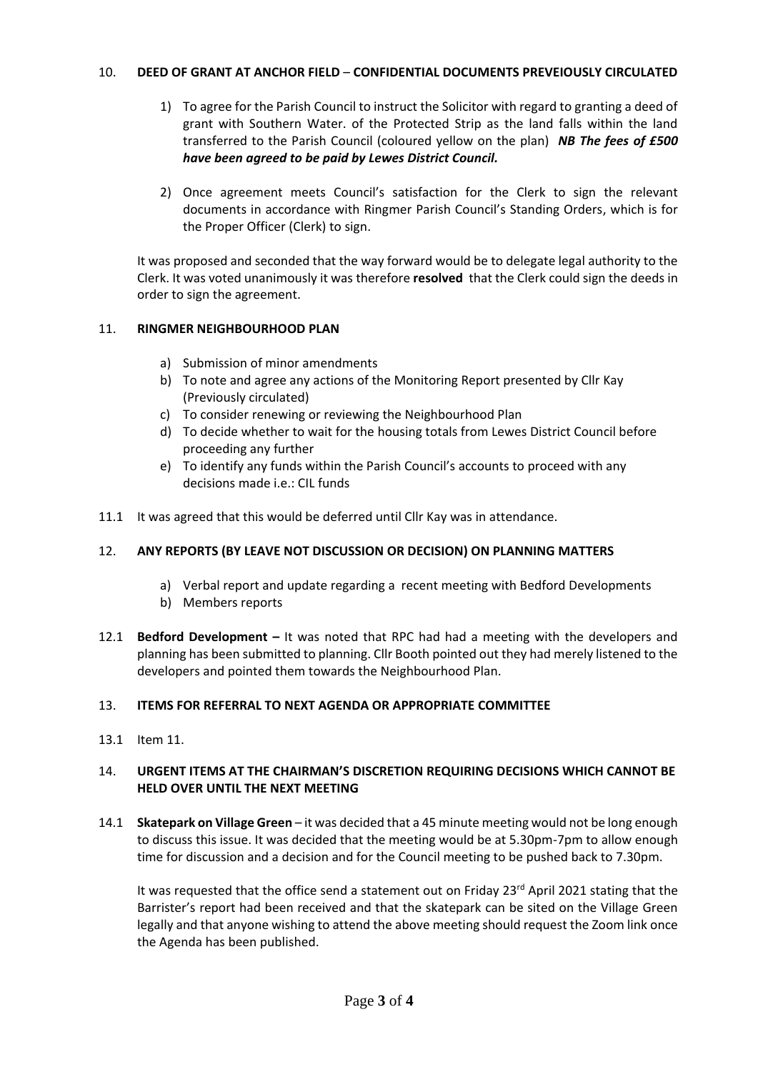10. **DEED OF GRANT AT ANCHOR FIELD** – **CONFIDENTIAL DOCUMENTS PREVEIOUSLY CIRCULATED**

1) To agree for the Parish Council to instruct the Solicitor with regard to granting a deed of grant with Southern Water. of the Protected Strip as the land falls within the land transferred to the Parish Council (coloured yellow on the plan) ***NB The fees of £500 have been agreed to be paid by Lewes District Council.***

2) Once agreement meets Council's satisfaction for the Clerk to sign the relevant documents in accordance with Ringmer Parish Council's Standing Orders, which is for the Proper Officer (Clerk) to sign.

It was proposed and seconded that the way forward would be to delegate legal authority to the Clerk. It was voted unanimously it was therefore **resolved** that the Clerk could sign the deeds in order to sign the agreement.

11. **RINGMER NEIGHBOURHOOD PLAN**

a) Submission of minor amendments
b) To note and agree any actions of the Monitoring Report presented by Cllr Kay (Previously circulated)
c) To consider renewing or reviewing the Neighbourhood Plan
d) To decide whether to wait for the housing totals from Lewes District Council before proceeding any further
e) To identify any funds within the Parish Council's accounts to proceed with any decisions made i.e.: CIL funds

11.1 It was agreed that this would be deferred until Cllr Kay was in attendance.

12. **ANY REPORTS (BY LEAVE NOT DISCUSSION OR DECISION) ON PLANNING MATTERS**

a) Verbal report and update regarding a recent meeting with Bedford Developments
b) Members reports

12.1 **Bedford Development –** It was noted that RPC had had a meeting with the developers and planning has been submitted to planning. Cllr Booth pointed out they had merely listened to the developers and pointed them towards the Neighbourhood Plan.

13. **ITEMS FOR REFERRAL TO NEXT AGENDA OR APPROPRIATE COMMITTEE**

13.1 Item 11.

14. **URGENT ITEMS AT THE CHAIRMAN'S DISCRETION REQUIRING DECISIONS WHICH CANNOT BE HELD OVER UNTIL THE NEXT MEETING**

14.1 **Skatepark on Village Green** – it was decided that a 45 minute meeting would not be long enough to discuss this issue. It was decided that the meeting would be at 5.30pm-7pm to allow enough time for discussion and a decision and for the Council meeting to be pushed back to 7.30pm.

It was requested that the office send a statement out on Friday 23rd April 2021 stating that the Barrister's report had been received and that the skatepark can be sited on the Village Green legally and that anyone wishing to attend the above meeting should request the Zoom link once the Agenda has been published.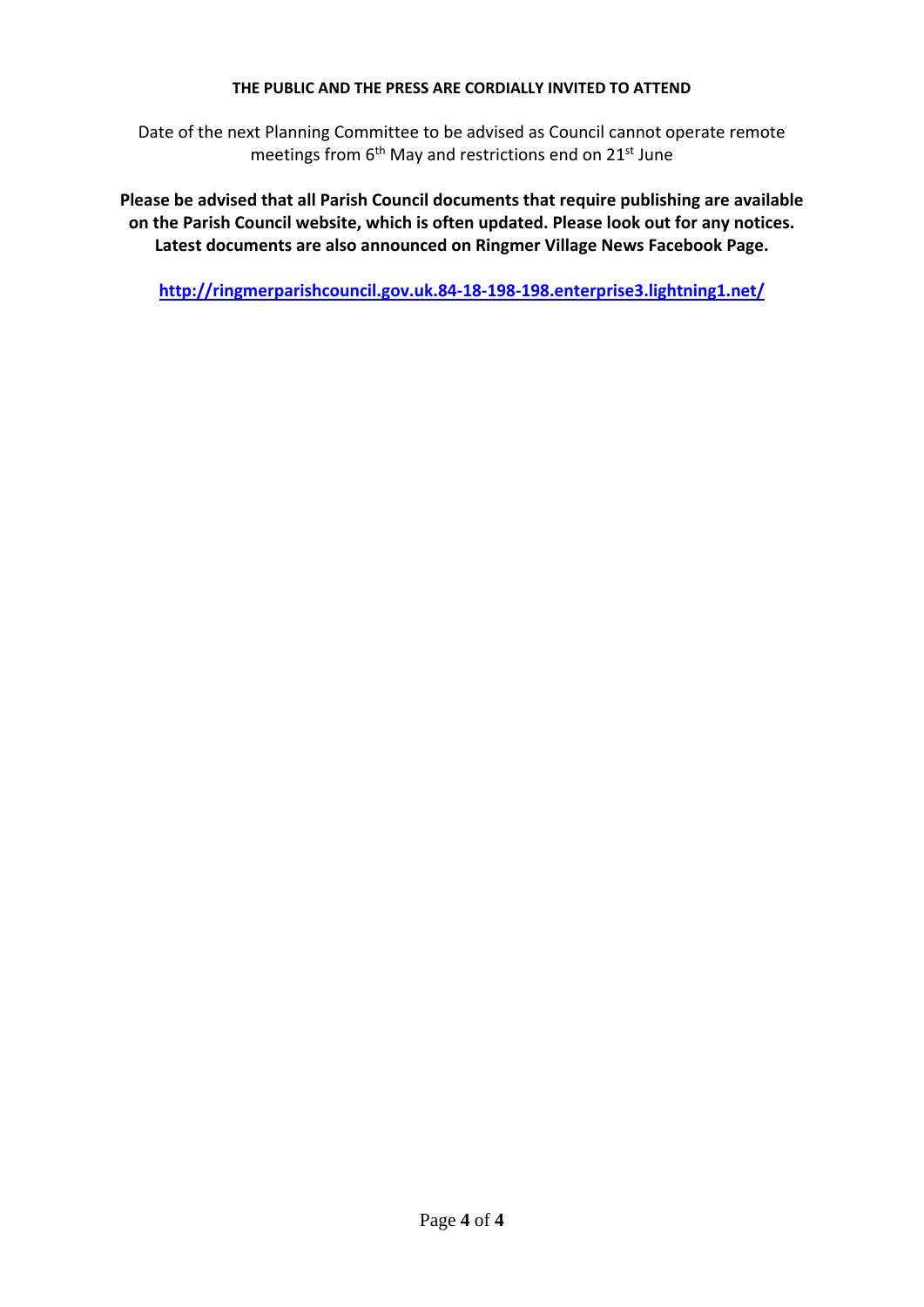**THE PUBLIC AND THE PRESS ARE CORDIALLY INVITED TO ATTEND**

Date of the next Planning Committee to be advised as Council cannot operate remote meetings from 6th May and restrictions end on 21st June

**Please be advised that all Parish Council documents that require publishing are available on the Parish Council website, which is often updated. Please look out for any notices. Latest documents are also announced on Ringmer Village News Facebook Page.**

**http://ringmerparishcouncil.gov.uk.84-18-198-198.enterprise3.lightning1.net/**